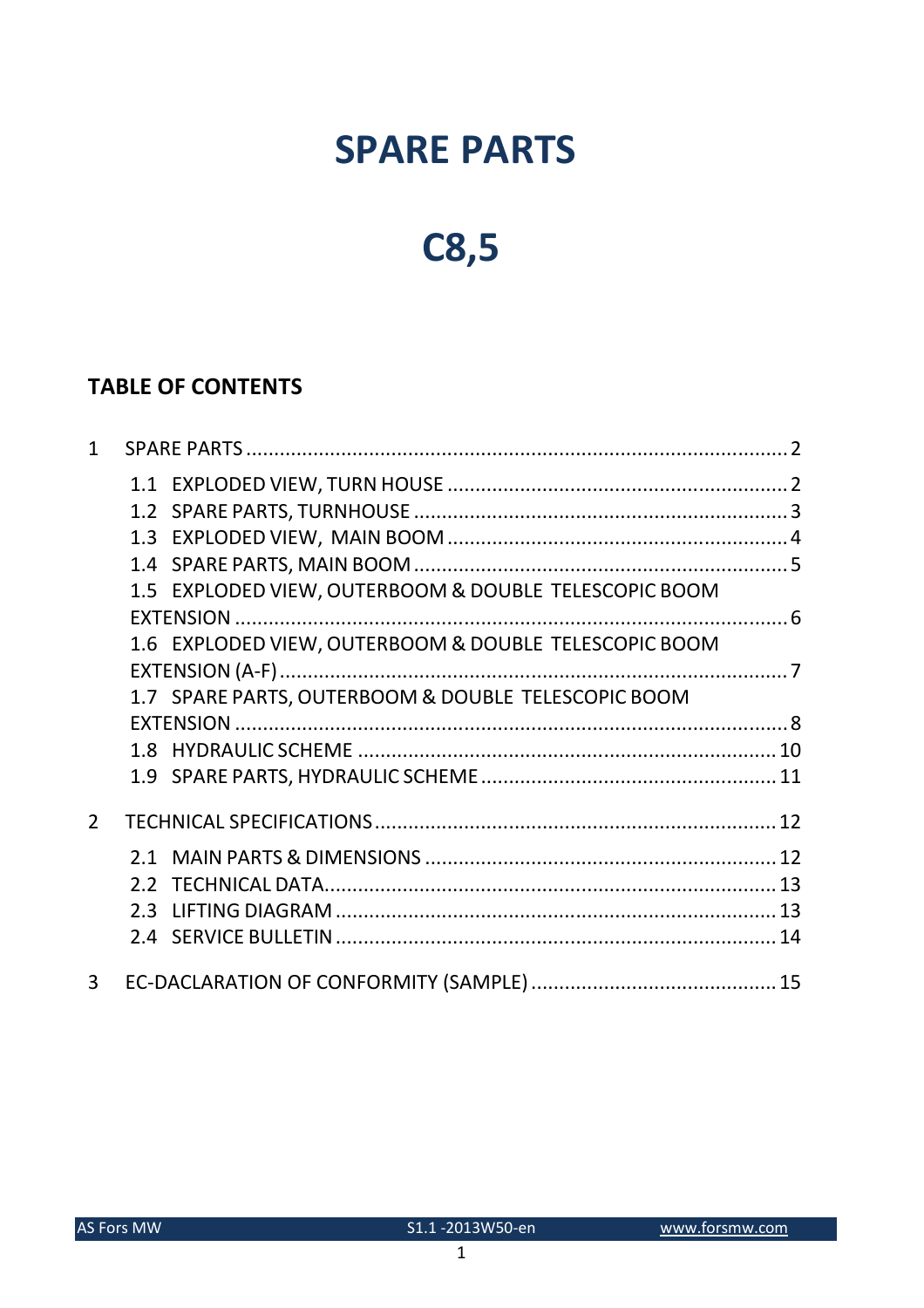# SPARE PARTS

# C8,5

## TABLE OF CONTENTS

1 SPARE PARTS ..... 2

- 1.1 EXPLODED VIEW, TURN HOUSE ..... 2
- 1.2 SPARE PARTS, TURNHOUSE ..... 3
- 1.3 EXPLODED VIEW, MAIN BOOM ..... 4
- 1.4 SPARE PARTS, MAIN BOOM ..... 5
- 1.5 EXPLODED VIEW, OUTERBOOM & DOUBLE TELESCOPIC BOOM EXTENSION ..... 6
- 1.6 EXPLODED VIEW, OUTERBOOM & DOUBLE TELESCOPIC BOOM EXTENSION (A-F) ..... 7
- 1.7 SPARE PARTS, OUTERBOOM & DOUBLE TELESCOPIC BOOM EXTENSION ..... 8
- 1.8 HYDRAULIC SCHEME ..... 10
- 1.9 SPARE PARTS, HYDRAULIC SCHEME ..... 11

2 TECHNICAL SPECIFICATIONS ..... 12

- 2.1 MAIN PARTS & DIMENSIONS ..... 12
- 2.2 TECHNICAL DATA ..... 13
- 2.3 LIFTING DIAGRAM ..... 13
- 2.4 SERVICE BULLETIN ..... 14

3 EC-DACLARATION OF CONFORMITY (SAMPLE) ..... 15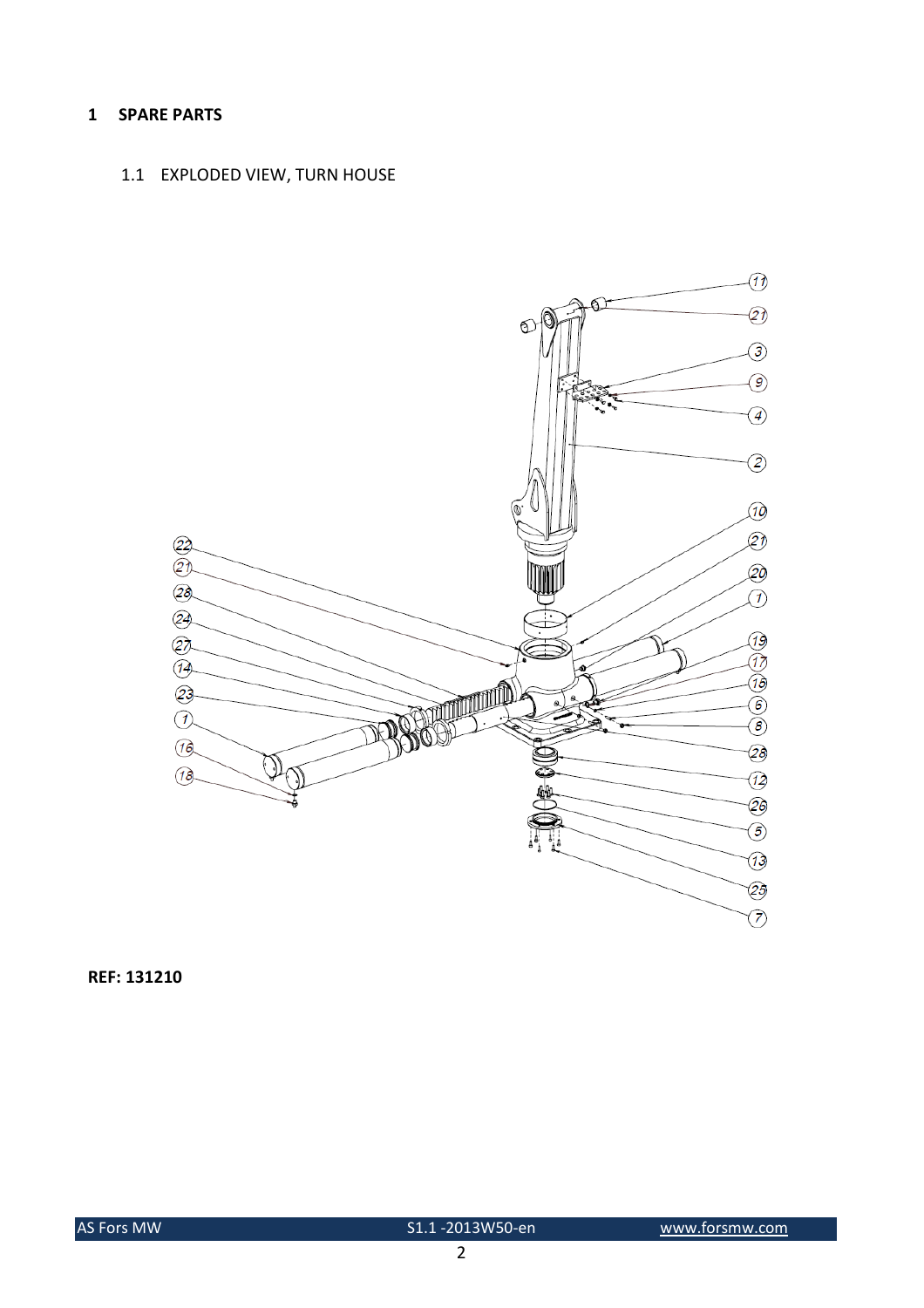# 1 SPARE PARTS

## 1.1 EXPLODED VIEW, TURN HOUSE

**REF: 131210**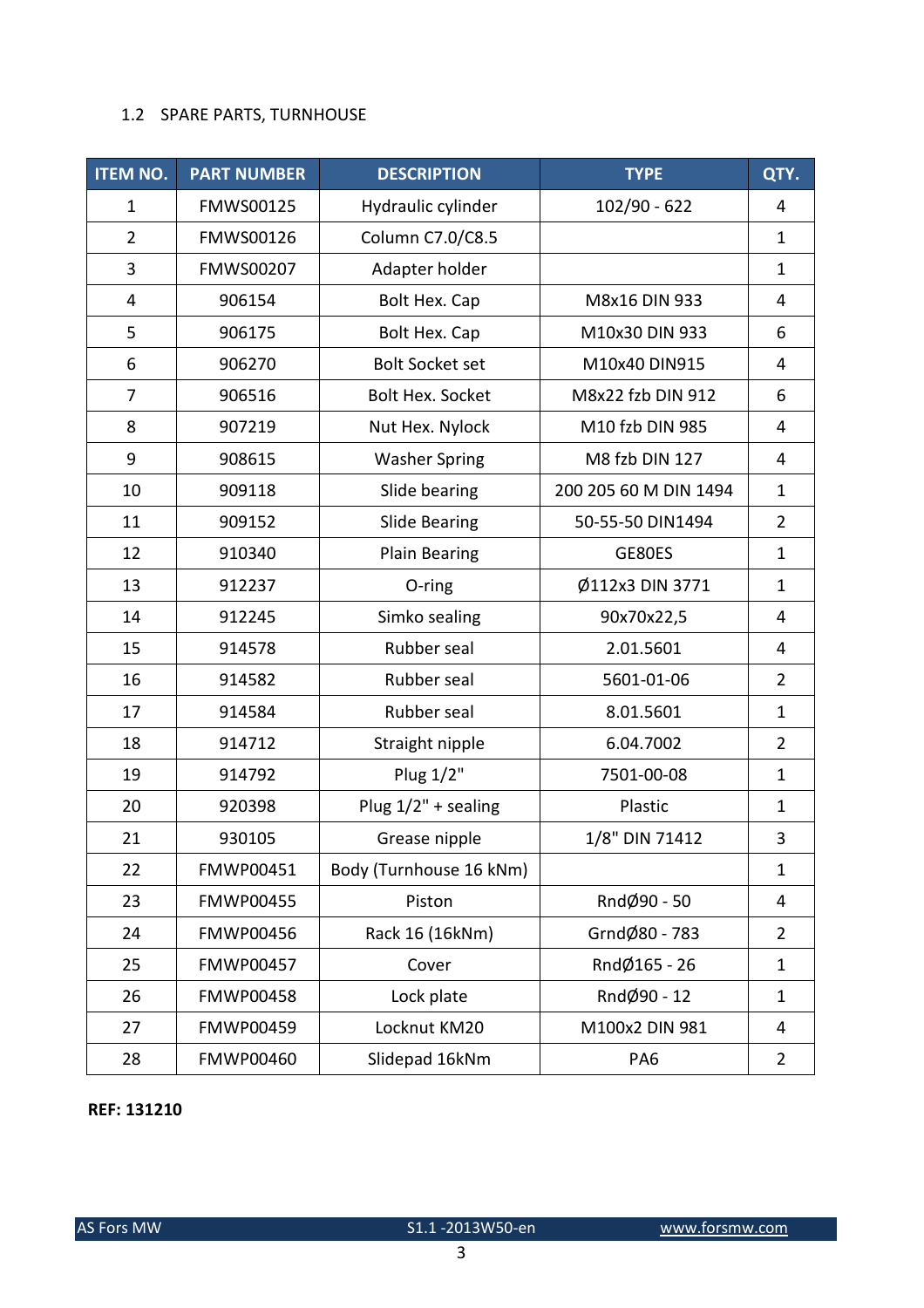## 1.2 SPARE PARTS, TURNHOUSE

| ITEM NO. | PART NUMBER | DESCRIPTION | TYPE | QTY. |
|---|---|---|---|---|
| 1 | FMWS00125 | Hydraulic cylinder | 102/90 - 622 | 4 |
| 2 | FMWS00126 | Column C7.0/C8.5 | | 1 |
| 3 | FMWS00207 | Adapter holder | | 1 |
| 4 | 906154 | Bolt Hex. Cap | M8x16 DIN 933 | 4 |
| 5 | 906175 | Bolt Hex. Cap | M10x30 DIN 933 | 6 |
| 6 | 906270 | Bolt Socket set | M10x40 DIN915 | 4 |
| 7 | 906516 | Bolt Hex. Socket | M8x22 fzb DIN 912 | 6 |
| 8 | 907219 | Nut Hex. Nylock | M10 fzb DIN 985 | 4 |
| 9 | 908615 | Washer Spring | M8 fzb DIN 127 | 4 |
| 10 | 909118 | Slide bearing | 200 205 60 M DIN 1494 | 1 |
| 11 | 909152 | Slide Bearing | 50-55-50 DIN1494 | 2 |
| 12 | 910340 | Plain Bearing | GE80ES | 1 |
| 13 | 912237 | O-ring | Ø112x3 DIN 3771 | 1 |
| 14 | 912245 | Simko sealing | 90x70x22,5 | 4 |
| 15 | 914578 | Rubber seal | 2.01.5601 | 4 |
| 16 | 914582 | Rubber seal | 5601-01-06 | 2 |
| 17 | 914584 | Rubber seal | 8.01.5601 | 1 |
| 18 | 914712 | Straight nipple | 6.04.7002 | 2 |
| 19 | 914792 | Plug 1/2" | 7501-00-08 | 1 |
| 20 | 920398 | Plug 1/2" + sealing | Plastic | 1 |
| 21 | 930105 | Grease nipple | 1/8" DIN 71412 | 3 |
| 22 | FMWP00451 | Body (Turnhouse 16 kNm) | | 1 |
| 23 | FMWP00455 | Piston | RndØ90 - 50 | 4 |
| 24 | FMWP00456 | Rack 16 (16kNm) | GrndØ80 - 783 | 2 |
| 25 | FMWP00457 | Cover | RndØ165 - 26 | 1 |
| 26 | FMWP00458 | Lock plate | RndØ90 - 12 | 1 |
| 27 | FMWP00459 | Locknut KM20 | M100x2 DIN 981 | 4 |
| 28 | FMWP00460 | Slidepad 16kNm | PA6 | 2 |

**REF: 131210**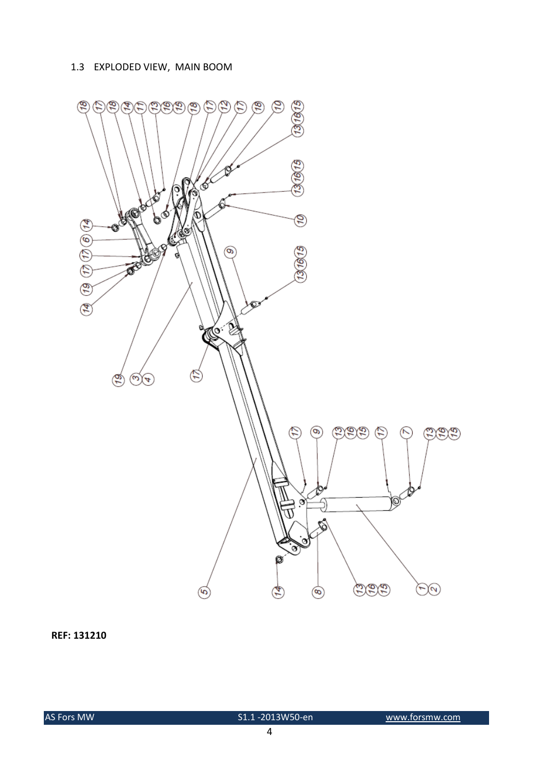### 1.3 EXPLODED VIEW, MAIN BOOM

**REF: 131210**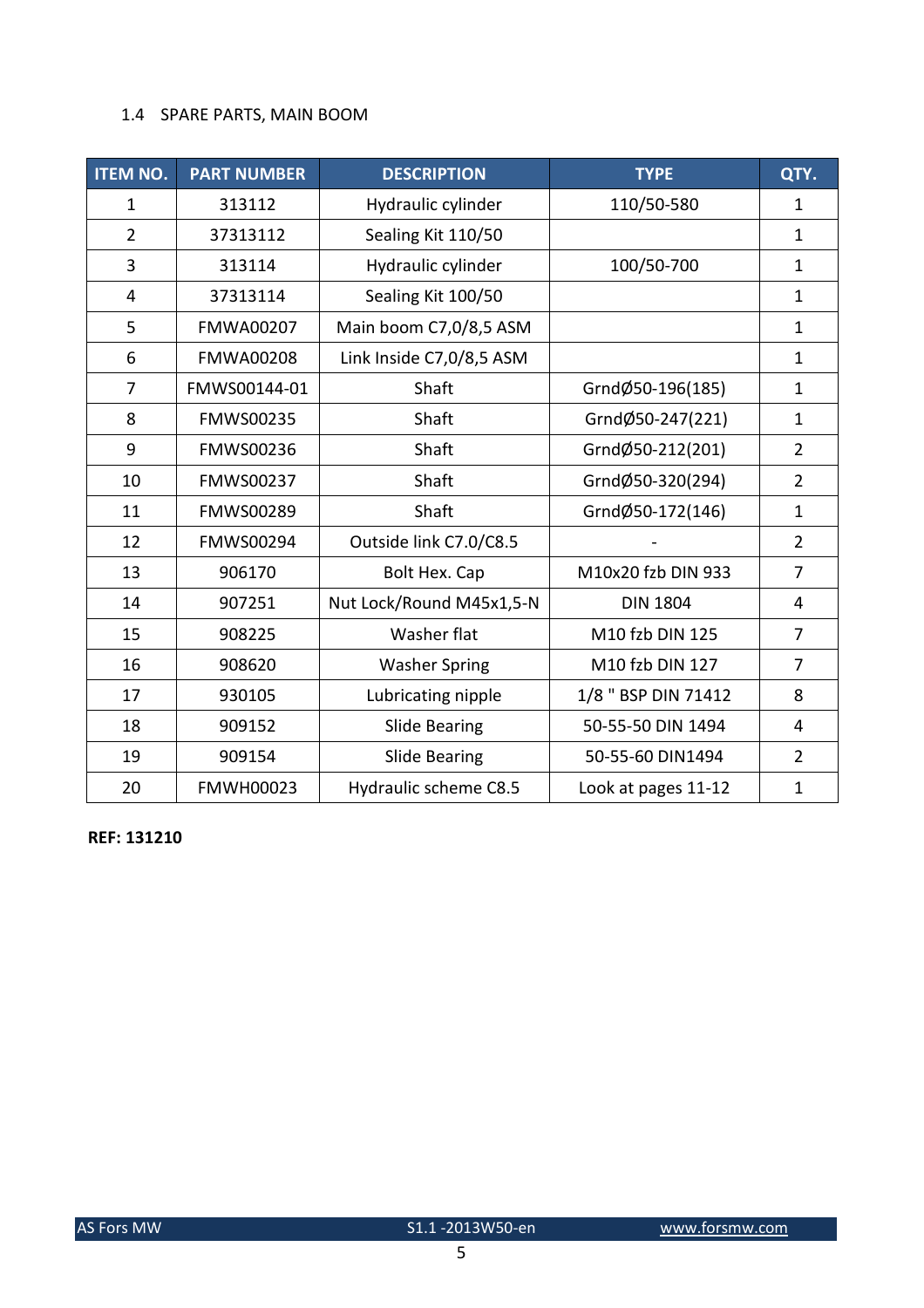### 1.4 SPARE PARTS, MAIN BOOM

| ITEM NO. | PART NUMBER | DESCRIPTION | TYPE | QTY. |
|---|---|---|---|---|
| 1 | 313112 | Hydraulic cylinder | 110/50-580 | 1 |
| 2 | 37313112 | Sealing Kit 110/50 | | 1 |
| 3 | 313114 | Hydraulic cylinder | 100/50-700 | 1 |
| 4 | 37313114 | Sealing Kit 100/50 | | 1 |
| 5 | FMWA00207 | Main boom C7,0/8,5 ASM | | 1 |
| 6 | FMWA00208 | Link Inside C7,0/8,5 ASM | | 1 |
| 7 | FMWS00144-01 | Shaft | GrndØ50-196(185) | 1 |
| 8 | FMWS00235 | Shaft | GrndØ50-247(221) | 1 |
| 9 | FMWS00236 | Shaft | GrndØ50-212(201) | 2 |
| 10 | FMWS00237 | Shaft | GrndØ50-320(294) | 2 |
| 11 | FMWS00289 | Shaft | GrndØ50-172(146) | 1 |
| 12 | FMWS00294 | Outside link C7.0/C8.5 | - | 2 |
| 13 | 906170 | Bolt Hex. Cap | M10x20 fzb DIN 933 | 7 |
| 14 | 907251 | Nut Lock/Round M45x1,5-N | DIN 1804 | 4 |
| 15 | 908225 | Washer flat | M10 fzb DIN 125 | 7 |
| 16 | 908620 | Washer Spring | M10 fzb DIN 127 | 7 |
| 17 | 930105 | Lubricating nipple | 1/8 " BSP DIN 71412 | 8 |
| 18 | 909152 | Slide Bearing | 50-55-50 DIN 1494 | 4 |
| 19 | 909154 | Slide Bearing | 50-55-60 DIN1494 | 2 |
| 20 | FMWH00023 | Hydraulic scheme C8.5 | Look at pages 11-12 | 1 |

**REF: 131210**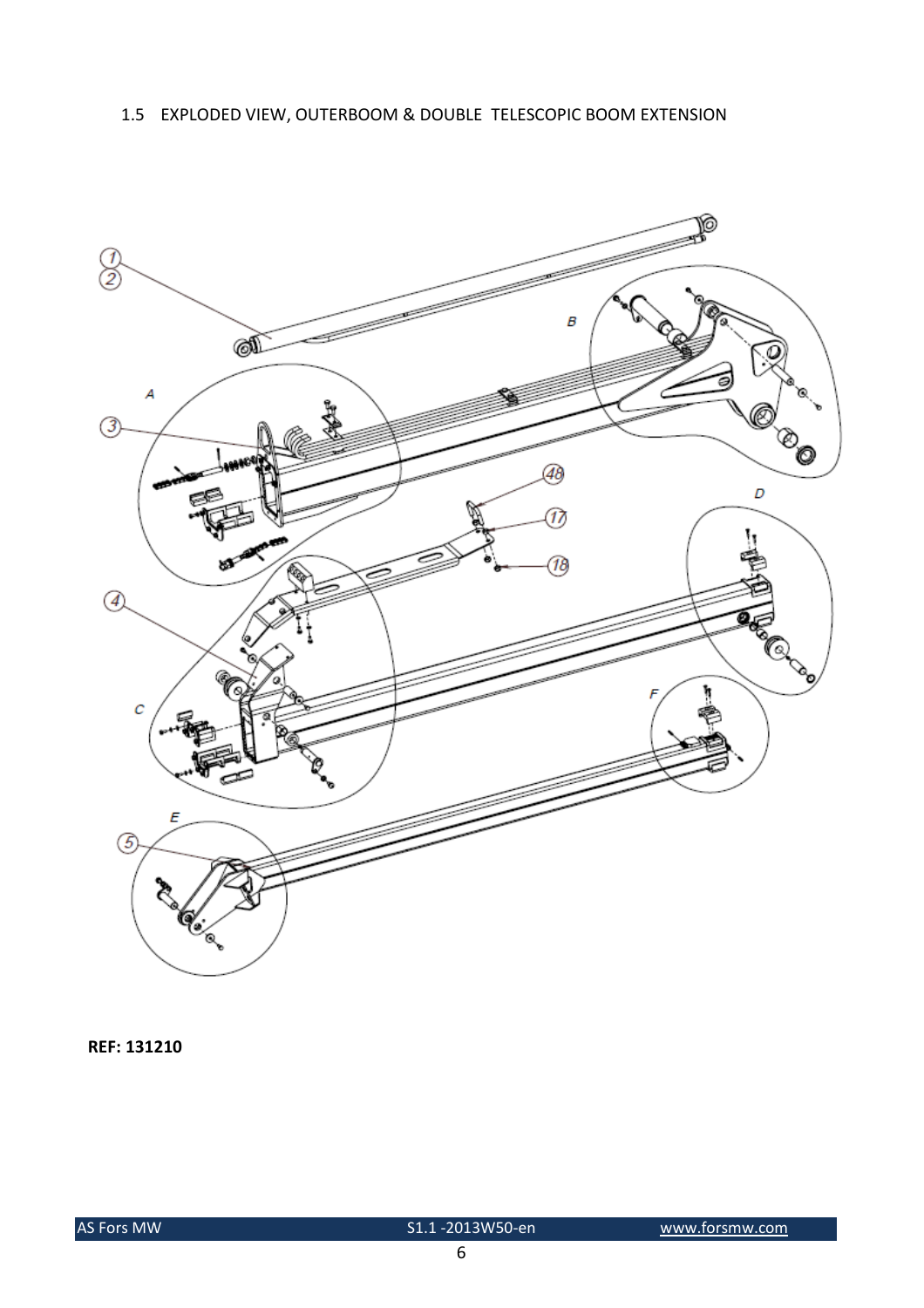## 1.5 EXPLODED VIEW, OUTERBOOM & DOUBLE TELESCOPIC BOOM EXTENSION

**REF: 131210**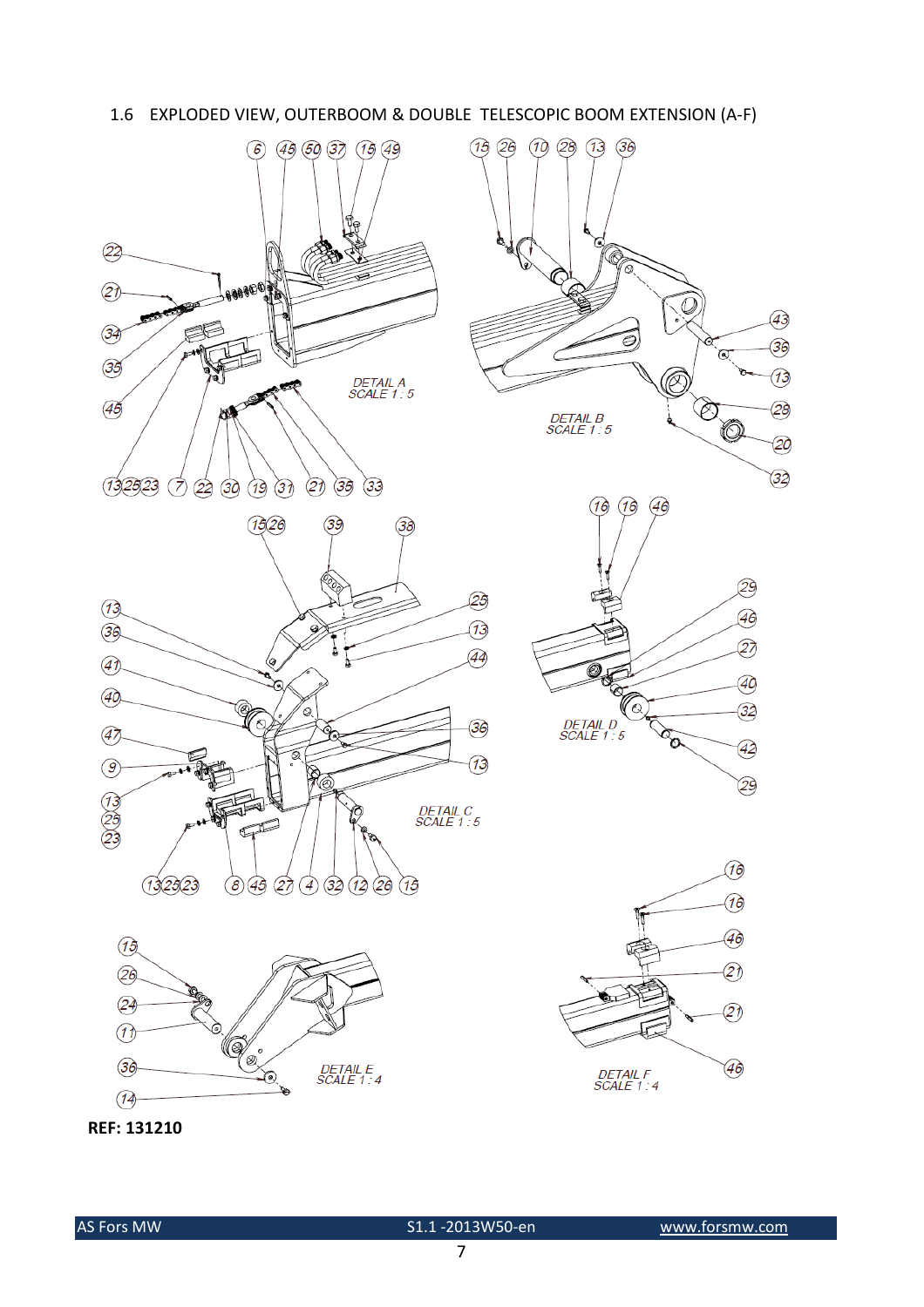## 1.6 EXPLODED VIEW, OUTERBOOM & DOUBLE TELESCOPIC BOOM EXTENSION (A-F)

DETAIL A
SCALE 1 : 5

DETAIL B
SCALE 1 : 5

DETAIL C
SCALE 1 : 5

DETAIL D
SCALE 1 : 5

DETAIL E
SCALE 1 : 4

DETAIL F
SCALE 1 : 4

**REF: 131210**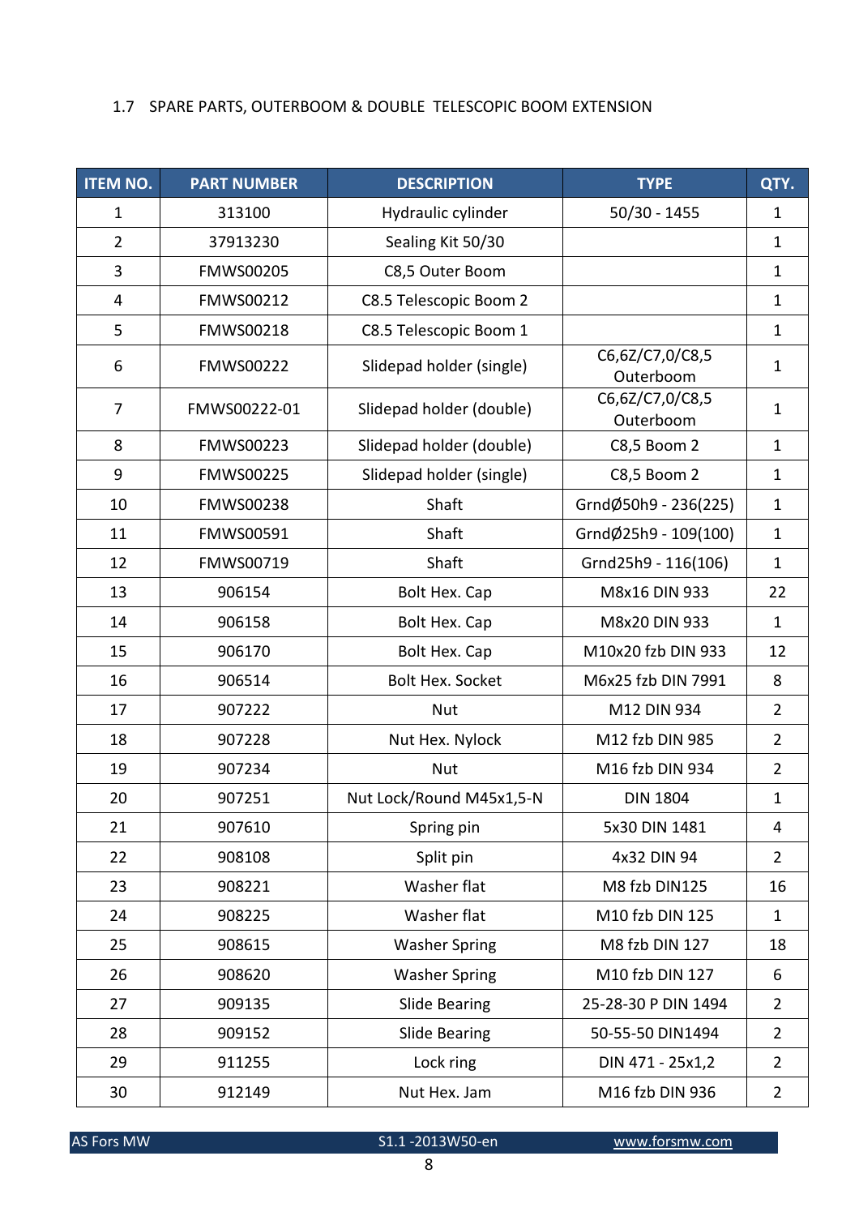## 1.7 SPARE PARTS, OUTERBOOM & DOUBLE TELESCOPIC BOOM EXTENSION

| ITEM NO. | PART NUMBER | DESCRIPTION | TYPE | QTY. |
|---|---|---|---|---|
| 1 | 313100 | Hydraulic cylinder | 50/30 - 1455 | 1 |
| 2 | 37913230 | Sealing Kit 50/30 | | 1 |
| 3 | FMWS00205 | C8,5 Outer Boom | | 1 |
| 4 | FMWS00212 | C8.5 Telescopic Boom 2 | | 1 |
| 5 | FMWS00218 | C8.5 Telescopic Boom 1 | | 1 |
| 6 | FMWS00222 | Slidepad holder (single) | C6,6Z/C7,0/C8,5 Outerboom | 1 |
| 7 | FMWS00222-01 | Slidepad holder (double) | C6,6Z/C7,0/C8,5 Outerboom | 1 |
| 8 | FMWS00223 | Slidepad holder (double) | C8,5 Boom 2 | 1 |
| 9 | FMWS00225 | Slidepad holder (single) | C8,5 Boom 2 | 1 |
| 10 | FMWS00238 | Shaft | GrndØ50h9 - 236(225) | 1 |
| 11 | FMWS00591 | Shaft | GrndØ25h9 - 109(100) | 1 |
| 12 | FMWS00719 | Shaft | Grnd25h9 - 116(106) | 1 |
| 13 | 906154 | Bolt Hex. Cap | M8x16 DIN 933 | 22 |
| 14 | 906158 | Bolt Hex. Cap | M8x20 DIN 933 | 1 |
| 15 | 906170 | Bolt Hex. Cap | M10x20 fzb DIN 933 | 12 |
| 16 | 906514 | Bolt Hex. Socket | M6x25 fzb DIN 7991 | 8 |
| 17 | 907222 | Nut | M12 DIN 934 | 2 |
| 18 | 907228 | Nut Hex. Nylock | M12 fzb DIN 985 | 2 |
| 19 | 907234 | Nut | M16 fzb DIN 934 | 2 |
| 20 | 907251 | Nut Lock/Round M45x1,5-N | DIN 1804 | 1 |
| 21 | 907610 | Spring pin | 5x30 DIN 1481 | 4 |
| 22 | 908108 | Split pin | 4x32 DIN 94 | 2 |
| 23 | 908221 | Washer flat | M8 fzb DIN125 | 16 |
| 24 | 908225 | Washer flat | M10 fzb DIN 125 | 1 |
| 25 | 908615 | Washer Spring | M8 fzb DIN 127 | 18 |
| 26 | 908620 | Washer Spring | M10 fzb DIN 127 | 6 |
| 27 | 909135 | Slide Bearing | 25-28-30 P DIN 1494 | 2 |
| 28 | 909152 | Slide Bearing | 50-55-50 DIN1494 | 2 |
| 29 | 911255 | Lock ring | DIN 471 - 25x1,2 | 2 |
| 30 | 912149 | Nut Hex. Jam | M16 fzb DIN 936 | 2 |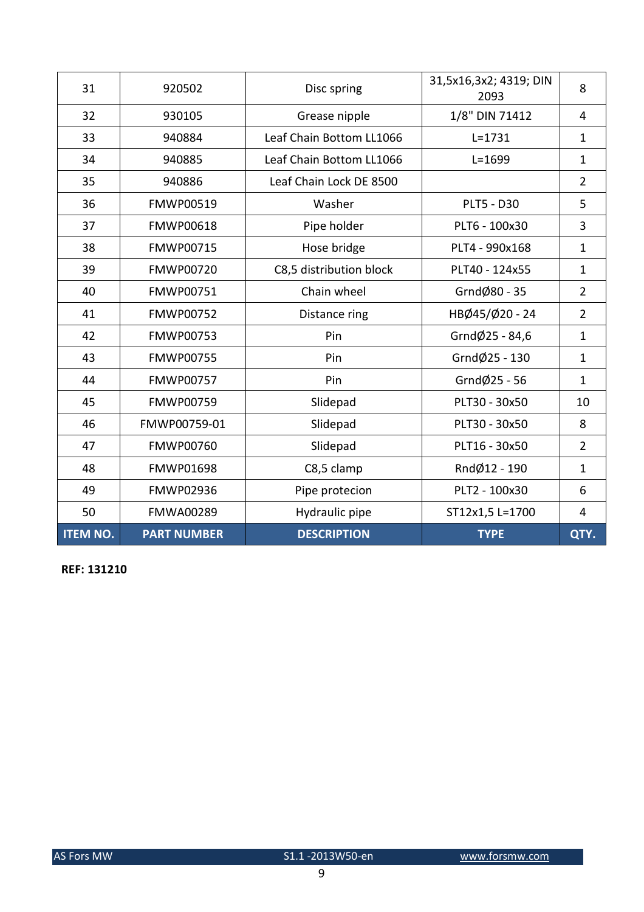| ITEM NO. | PART NUMBER | DESCRIPTION | TYPE | QTY. |
|---|---|---|---|---|
| 31 | 920502 | Disc spring | 31,5x16,3x2; 4319; DIN 2093 | 8 |
| 32 | 930105 | Grease nipple | 1/8" DIN 71412 | 4 |
| 33 | 940884 | Leaf Chain Bottom LL1066 | L=1731 | 1 |
| 34 | 940885 | Leaf Chain Bottom LL1066 | L=1699 | 1 |
| 35 | 940886 | Leaf Chain Lock DE 8500 | | 2 |
| 36 | FMWP00519 | Washer | PLT5 - D30 | 5 |
| 37 | FMWP00618 | Pipe holder | PLT6 - 100x30 | 3 |
| 38 | FMWP00715 | Hose bridge | PLT4 - 990x168 | 1 |
| 39 | FMWP00720 | C8,5 distribution block | PLT40 - 124x55 | 1 |
| 40 | FMWP00751 | Chain wheel | GrndØ80 - 35 | 2 |
| 41 | FMWP00752 | Distance ring | HBØ45/Ø20 - 24 | 2 |
| 42 | FMWP00753 | Pin | GrndØ25 - 84,6 | 1 |
| 43 | FMWP00755 | Pin | GrndØ25 - 130 | 1 |
| 44 | FMWP00757 | Pin | GrndØ25 - 56 | 1 |
| 45 | FMWP00759 | Slidepad | PLT30 - 30x50 | 10 |
| 46 | FMWP00759-01 | Slidepad | PLT30 - 30x50 | 8 |
| 47 | FMWP00760 | Slidepad | PLT16 - 30x50 | 2 |
| 48 | FMWP01698 | C8,5 clamp | RndØ12 - 190 | 1 |
| 49 | FMWP02936 | Pipe protecion | PLT2 - 100x30 | 6 |
| 50 | FMWA00289 | Hydraulic pipe | ST12x1,5 L=1700 | 4 |

**REF: 131210**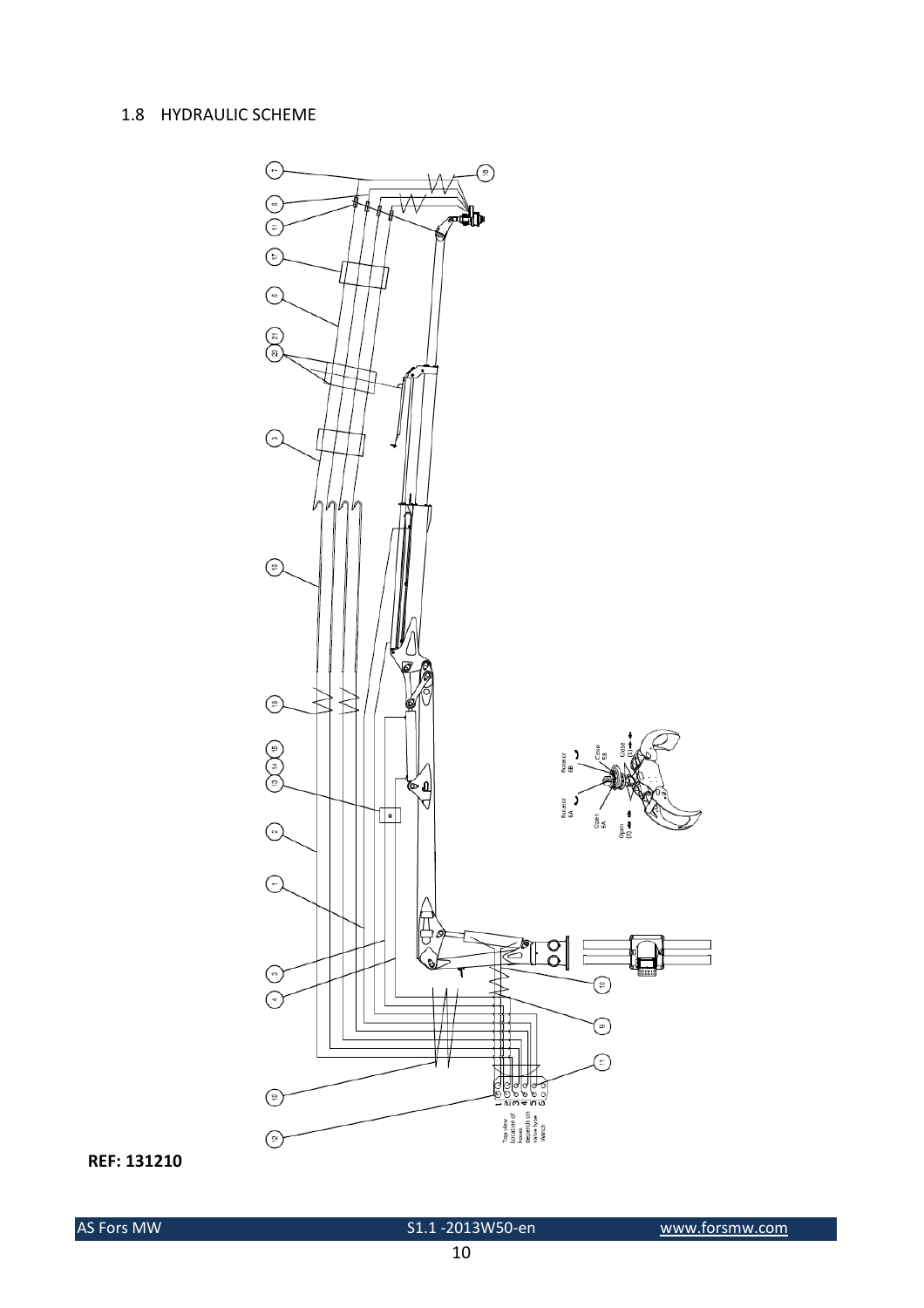## 1.8 HYDRAULIC SCHEME

REF: 131210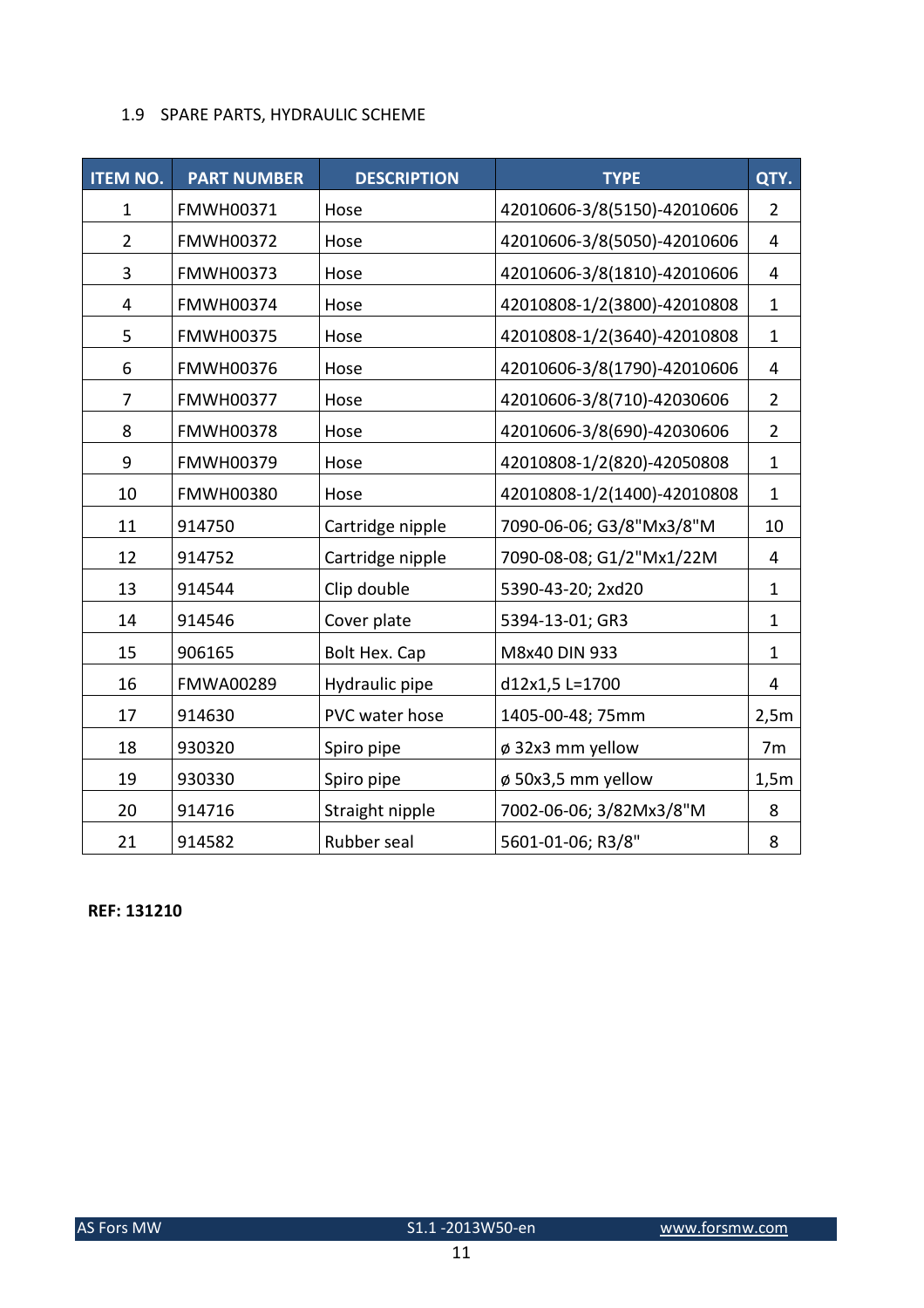## 1.9 SPARE PARTS, HYDRAULIC SCHEME

| ITEM NO. | PART NUMBER | DESCRIPTION | TYPE | QTY. |
|---|---|---|---|---|
| 1 | FMWH00371 | Hose | 42010606-3/8(5150)-42010606 | 2 |
| 2 | FMWH00372 | Hose | 42010606-3/8(5050)-42010606 | 4 |
| 3 | FMWH00373 | Hose | 42010606-3/8(1810)-42010606 | 4 |
| 4 | FMWH00374 | Hose | 42010808-1/2(3800)-42010808 | 1 |
| 5 | FMWH00375 | Hose | 42010808-1/2(3640)-42010808 | 1 |
| 6 | FMWH00376 | Hose | 42010606-3/8(1790)-42010606 | 4 |
| 7 | FMWH00377 | Hose | 42010606-3/8(710)-42030606 | 2 |
| 8 | FMWH00378 | Hose | 42010606-3/8(690)-42030606 | 2 |
| 9 | FMWH00379 | Hose | 42010808-1/2(820)-42050808 | 1 |
| 10 | FMWH00380 | Hose | 42010808-1/2(1400)-42010808 | 1 |
| 11 | 914750 | Cartridge nipple | 7090-06-06; G3/8"Mx3/8"M | 10 |
| 12 | 914752 | Cartridge nipple | 7090-08-08; G1/2"Mx1/22M | 4 |
| 13 | 914544 | Clip double | 5390-43-20; 2xd20 | 1 |
| 14 | 914546 | Cover plate | 5394-13-01; GR3 | 1 |
| 15 | 906165 | Bolt Hex. Cap | M8x40 DIN 933 | 1 |
| 16 | FMWA00289 | Hydraulic pipe | d12x1,5 L=1700 | 4 |
| 17 | 914630 | PVC water hose | 1405-00-48; 75mm | 2,5m |
| 18 | 930320 | Spiro pipe | ø 32x3 mm yellow | 7m |
| 19 | 930330 | Spiro pipe | ø 50x3,5 mm yellow | 1,5m |
| 20 | 914716 | Straight nipple | 7002-06-06; 3/82Mx3/8"M | 8 |
| 21 | 914582 | Rubber seal | 5601-01-06; R3/8" | 8 |

**REF: 131210**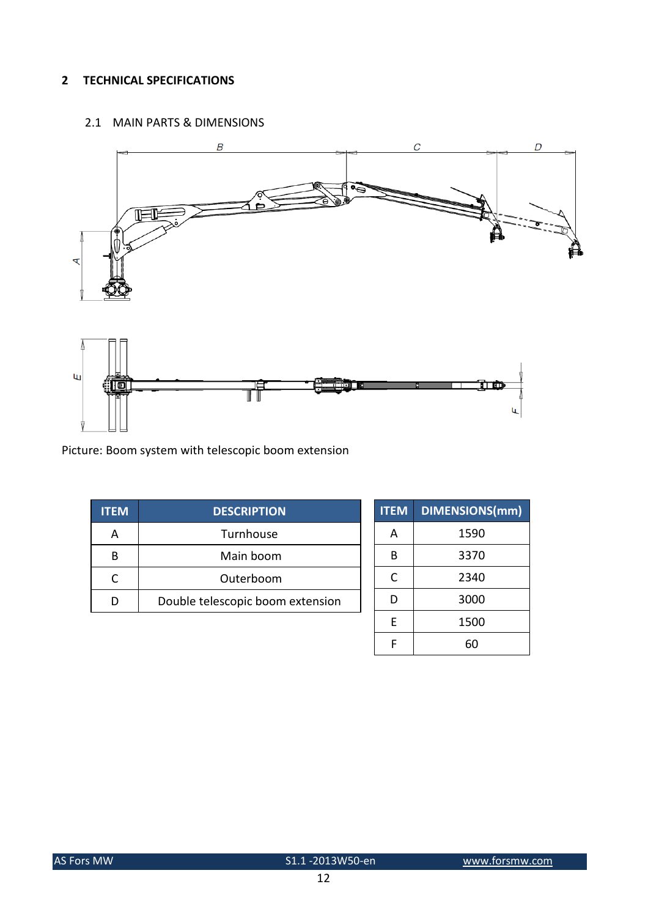## 2 TECHNICAL SPECIFICATIONS

### 2.1 MAIN PARTS & DIMENSIONS

Picture: Boom system with telescopic boom extension

| ITEM | DESCRIPTION |
|---|---|
| A | Turnhouse |
| B | Main boom |
| C | Outerboom |
| D | Double telescopic boom extension |

| ITEM | DIMENSIONS(mm) |
|---|---|
| A | 1590 |
| B | 3370 |
| C | 2340 |
| D | 3000 |
| E | 1500 |
| F | 60 |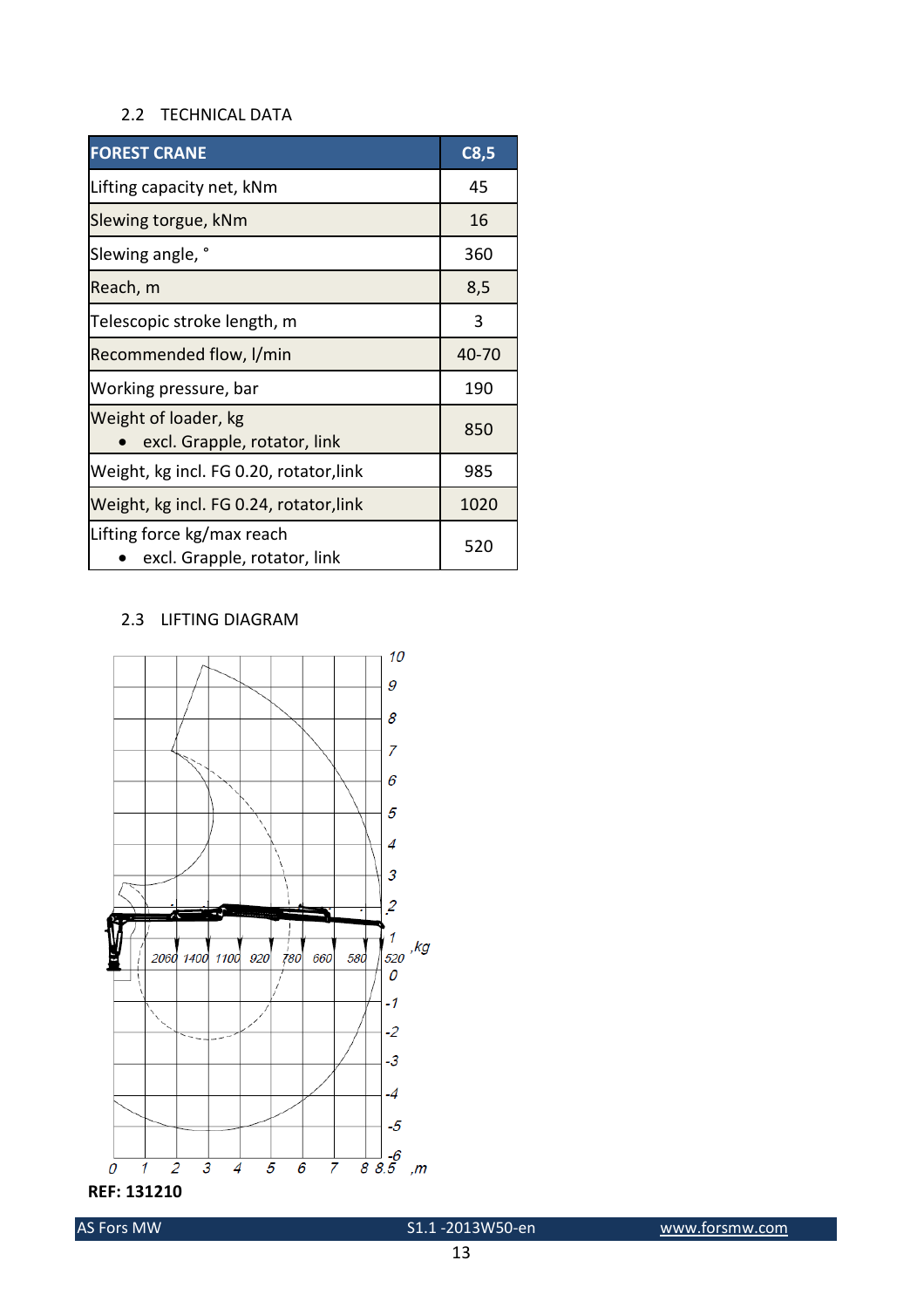## 2.2 TECHNICAL DATA

| FOREST CRANE | C8,5 |
|---|---|
| Lifting capacity net, kNm | 45 |
| Slewing torgue, kNm | 16 |
| Slewing angle, ° | 360 |
| Reach, m | 8,5 |
| Telescopic stroke length, m | 3 |
| Recommended flow, l/min | 40-70 |
| Working pressure, bar | 190 |
| Weight of loader, kg<br>• excl. Grapple, rotator, link | 850 |
| Weight, kg incl. FG 0.20, rotator,link | 985 |
| Weight, kg incl. FG 0.24, rotator,link | 1020 |
| Lifting force kg/max reach<br>• excl. Grapple, rotator, link | 520 |

## 2.3 LIFTING DIAGRAM

2060 1400 1100 920 780 660 580 520 ,kg

0 1 2 3 4 5 6 7 8 8.5 ,m

10 9 8 7 6 5 4 3 2 1 0 -1 -2 -3 -4 -5 -6

**REF: 131210**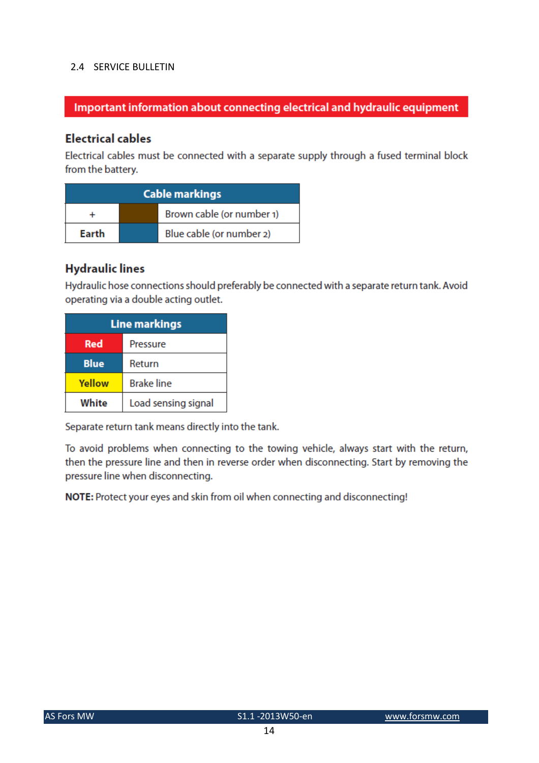## 2.4 SERVICE BULLETIN

**Important information about connecting electrical and hydraulic equipment**

### Electrical cables

Electrical cables must be connected with a separate supply through a fused terminal block from the battery.

| Cable markings | | |
|---|---|---|
| + | | Brown cable (or number 1) |
| **Earth** | | Blue cable (or number 2) |

### Hydraulic lines

Hydraulic hose connections should preferably be connected with a separate return tank. Avoid operating via a double acting outlet.

| Line markings | |
|---|---|
| **Red** | Pressure |
| **Blue** | Return |
| **Yellow** | Brake line |
| **White** | Load sensing signal |

Separate return tank means directly into the tank.

To avoid problems when connecting to the towing vehicle, always start with the return, then the pressure line and then in reverse order when disconnecting. Start by removing the pressure line when disconnecting.

**NOTE:** Protect your eyes and skin from oil when connecting and disconnecting!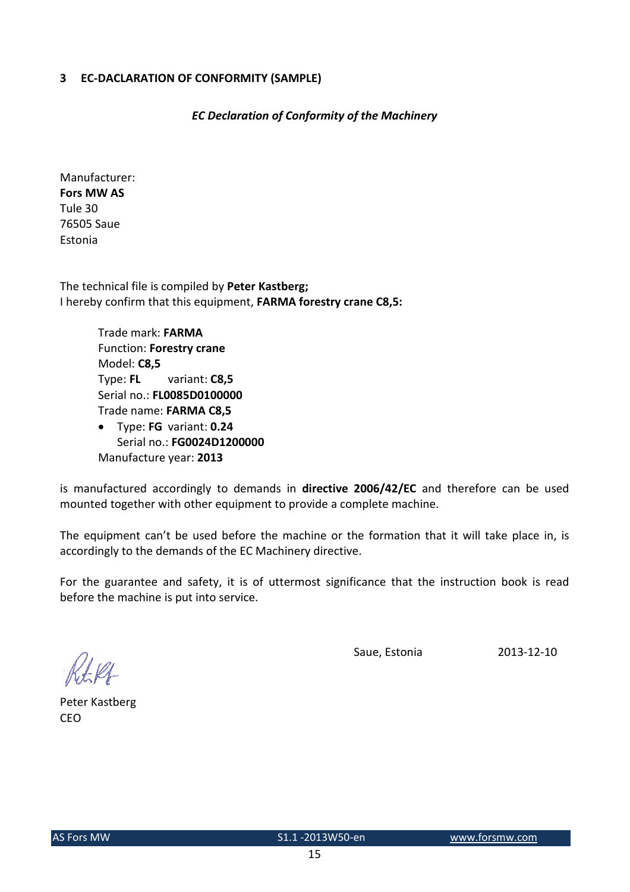## 3 EC-DACLARATION OF CONFORMITY (SAMPLE)

*EC Declaration of Conformity of the Machinery*

Manufacturer:
**Fors MW AS**
Tule 30
76505 Saue
Estonia

The technical file is compiled by **Peter Kastberg;**
I hereby confirm that this equipment, **FARMA forestry crane C8,5:**

Trade mark: **FARMA**
Function: **Forestry crane**
Model: **C8,5**
Type: **FL** variant: **C8,5**
Serial no.: **FL0085D0100000**
Trade name: **FARMA C8,5**

- Type: **FG** variant: **0.24**
  Serial no.: **FG0024D1200000**

Manufacture year: **2013**

is manufactured accordingly to demands in **directive 2006/42/EC** and therefore can be used mounted together with other equipment to provide a complete machine.

The equipment can't be used before the machine or the formation that it will take place in, is accordingly to the demands of the EC Machinery directive.

For the guarantee and safety, it is of uttermost significance that the instruction book is read before the machine is put into service.

Saue, Estonia 2013-12-10

Peter Kastberg
CEO